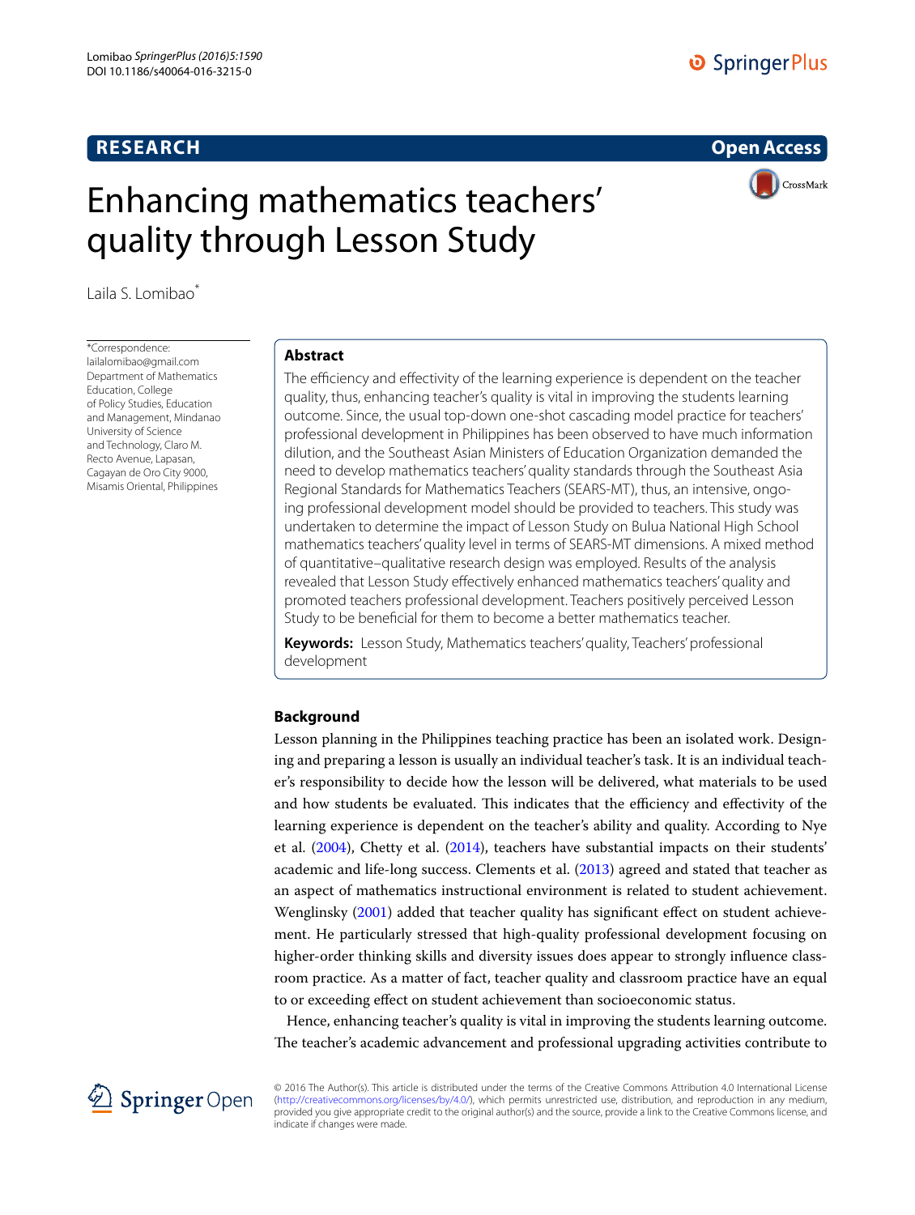RESEARCH

Open Access

# Enhancing mathematics teachers' quality through Lesson Study

Laila S. Lomibao*

*Correspondence: lailalomibao@gmail.com
Department of Mathematics Education, College of Policy Studies, Education and Management, Mindanao University of Science and Technology, Claro M. Recto Avenue, Lapasan, Cagayan de Oro City 9000, Misamis Oriental, Philippines

## Abstract

The efficiency and effectivity of the learning experience is dependent on the teacher quality, thus, enhancing teacher's quality is vital in improving the students learning outcome. Since, the usual top-down one-shot cascading model practice for teachers' professional development in Philippines has been observed to have much information dilution, and the Southeast Asian Ministers of Education Organization demanded the need to develop mathematics teachers' quality standards through the Southeast Asia Regional Standards for Mathematics Teachers (SEARS-MT), thus, an intensive, ongoing professional development model should be provided to teachers. This study was undertaken to determine the impact of Lesson Study on Bulua National High School mathematics teachers' quality level in terms of SEARS-MT dimensions. A mixed method of quantitative–qualitative research design was employed. Results of the analysis revealed that Lesson Study effectively enhanced mathematics teachers' quality and promoted teachers professional development. Teachers positively perceived Lesson Study to be beneficial for them to become a better mathematics teacher.

**Keywords:** Lesson Study, Mathematics teachers' quality, Teachers' professional development

## Background

Lesson planning in the Philippines teaching practice has been an isolated work. Designing and preparing a lesson is usually an individual teacher's task. It is an individual teacher's responsibility to decide how the lesson will be delivered, what materials to be used and how students be evaluated. This indicates that the efficiency and effectivity of the learning experience is dependent on the teacher's ability and quality. According to Nye et al. (2004), Chetty et al. (2014), teachers have substantial impacts on their students' academic and life-long success. Clements et al. (2013) agreed and stated that teacher as an aspect of mathematics instructional environment is related to student achievement. Wenglinsky (2001) added that teacher quality has significant effect on student achievement. He particularly stressed that high-quality professional development focusing on higher-order thinking skills and diversity issues does appear to strongly influence classroom practice. As a matter of fact, teacher quality and classroom practice have an equal to or exceeding effect on student achievement than socioeconomic status.

Hence, enhancing teacher's quality is vital in improving the students learning outcome. The teacher's academic advancement and professional upgrading activities contribute to

© 2016 The Author(s). This article is distributed under the terms of the Creative Commons Attribution 4.0 International License (http://creativecommons.org/licenses/by/4.0/), which permits unrestricted use, distribution, and reproduction in any medium, provided you give appropriate credit to the original author(s) and the source, provide a link to the Creative Commons license, and indicate if changes were made.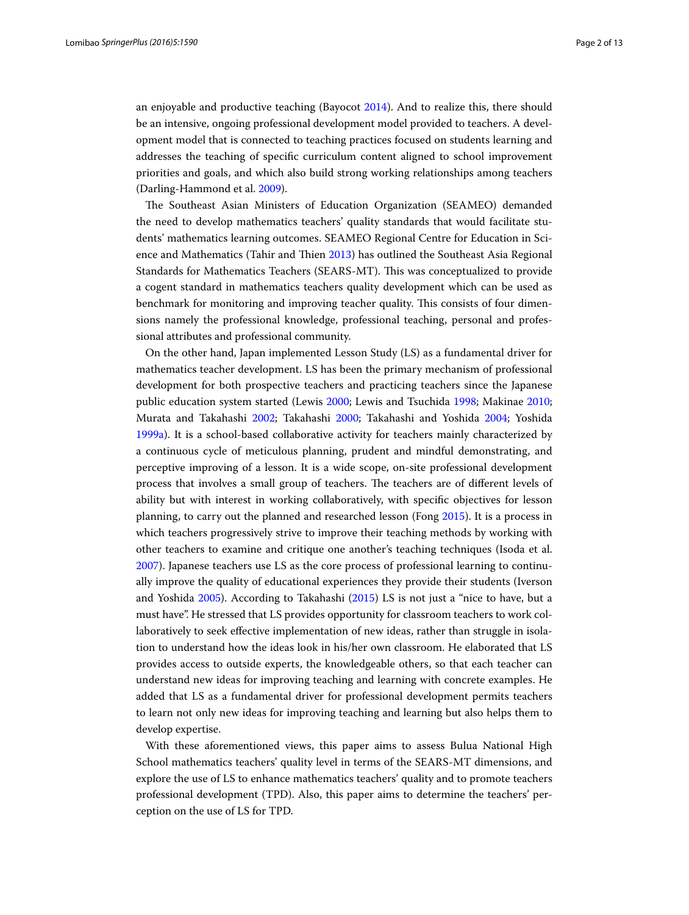an enjoyable and productive teaching (Bayocot 2014). And to realize this, there should be an intensive, ongoing professional development model provided to teachers. A development model that is connected to teaching practices focused on students learning and addresses the teaching of specific curriculum content aligned to school improvement priorities and goals, and which also build strong working relationships among teachers (Darling-Hammond et al. 2009).

The Southeast Asian Ministers of Education Organization (SEAMEO) demanded the need to develop mathematics teachers' quality standards that would facilitate students' mathematics learning outcomes. SEAMEO Regional Centre for Education in Science and Mathematics (Tahir and Thien 2013) has outlined the Southeast Asia Regional Standards for Mathematics Teachers (SEARS-MT). This was conceptualized to provide a cogent standard in mathematics teachers quality development which can be used as benchmark for monitoring and improving teacher quality. This consists of four dimensions namely the professional knowledge, professional teaching, personal and professional attributes and professional community.

On the other hand, Japan implemented Lesson Study (LS) as a fundamental driver for mathematics teacher development. LS has been the primary mechanism of professional development for both prospective teachers and practicing teachers since the Japanese public education system started (Lewis 2000; Lewis and Tsuchida 1998; Makinae 2010; Murata and Takahashi 2002; Takahashi 2000; Takahashi and Yoshida 2004; Yoshida 1999a). It is a school-based collaborative activity for teachers mainly characterized by a continuous cycle of meticulous planning, prudent and mindful demonstrating, and perceptive improving of a lesson. It is a wide scope, on-site professional development process that involves a small group of teachers. The teachers are of different levels of ability but with interest in working collaboratively, with specific objectives for lesson planning, to carry out the planned and researched lesson (Fong 2015). It is a process in which teachers progressively strive to improve their teaching methods by working with other teachers to examine and critique one another's teaching techniques (Isoda et al. 2007). Japanese teachers use LS as the core process of professional learning to continually improve the quality of educational experiences they provide their students (Iverson and Yoshida 2005). According to Takahashi (2015) LS is not just a "nice to have, but a must have". He stressed that LS provides opportunity for classroom teachers to work collaboratively to seek effective implementation of new ideas, rather than struggle in isolation to understand how the ideas look in his/her own classroom. He elaborated that LS provides access to outside experts, the knowledgeable others, so that each teacher can understand new ideas for improving teaching and learning with concrete examples. He added that LS as a fundamental driver for professional development permits teachers to learn not only new ideas for improving teaching and learning but also helps them to develop expertise.

With these aforementioned views, this paper aims to assess Bulua National High School mathematics teachers' quality level in terms of the SEARS-MT dimensions, and explore the use of LS to enhance mathematics teachers' quality and to promote teachers professional development (TPD). Also, this paper aims to determine the teachers' perception on the use of LS for TPD.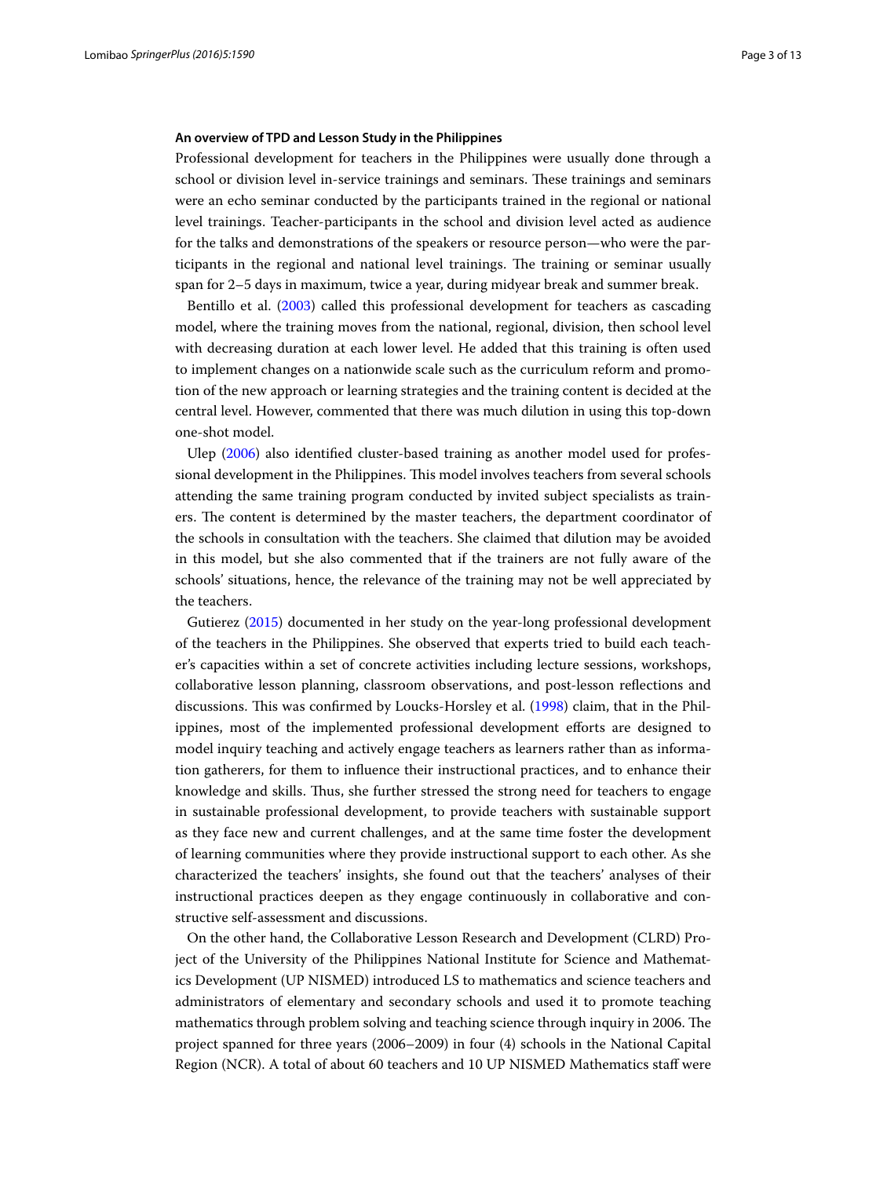### An overview of TPD and Lesson Study in the Philippines

Professional development for teachers in the Philippines were usually done through a school or division level in-service trainings and seminars. These trainings and seminars were an echo seminar conducted by the participants trained in the regional or national level trainings. Teacher-participants in the school and division level acted as audience for the talks and demonstrations of the speakers or resource person—who were the participants in the regional and national level trainings. The training or seminar usually span for 2–5 days in maximum, twice a year, during midyear break and summer break.

Bentillo et al. (2003) called this professional development for teachers as cascading model, where the training moves from the national, regional, division, then school level with decreasing duration at each lower level. He added that this training is often used to implement changes on a nationwide scale such as the curriculum reform and promotion of the new approach or learning strategies and the training content is decided at the central level. However, commented that there was much dilution in using this top-down one-shot model.

Ulep (2006) also identified cluster-based training as another model used for professional development in the Philippines. This model involves teachers from several schools attending the same training program conducted by invited subject specialists as trainers. The content is determined by the master teachers, the department coordinator of the schools in consultation with the teachers. She claimed that dilution may be avoided in this model, but she also commented that if the trainers are not fully aware of the schools' situations, hence, the relevance of the training may not be well appreciated by the teachers.

Gutierez (2015) documented in her study on the year-long professional development of the teachers in the Philippines. She observed that experts tried to build each teacher's capacities within a set of concrete activities including lecture sessions, workshops, collaborative lesson planning, classroom observations, and post-lesson reflections and discussions. This was confirmed by Loucks-Horsley et al. (1998) claim, that in the Philippines, most of the implemented professional development efforts are designed to model inquiry teaching and actively engage teachers as learners rather than as information gatherers, for them to influence their instructional practices, and to enhance their knowledge and skills. Thus, she further stressed the strong need for teachers to engage in sustainable professional development, to provide teachers with sustainable support as they face new and current challenges, and at the same time foster the development of learning communities where they provide instructional support to each other. As she characterized the teachers' insights, she found out that the teachers' analyses of their instructional practices deepen as they engage continuously in collaborative and constructive self-assessment and discussions.

On the other hand, the Collaborative Lesson Research and Development (CLRD) Project of the University of the Philippines National Institute for Science and Mathematics Development (UP NISMED) introduced LS to mathematics and science teachers and administrators of elementary and secondary schools and used it to promote teaching mathematics through problem solving and teaching science through inquiry in 2006. The project spanned for three years (2006–2009) in four (4) schools in the National Capital Region (NCR). A total of about 60 teachers and 10 UP NISMED Mathematics staff were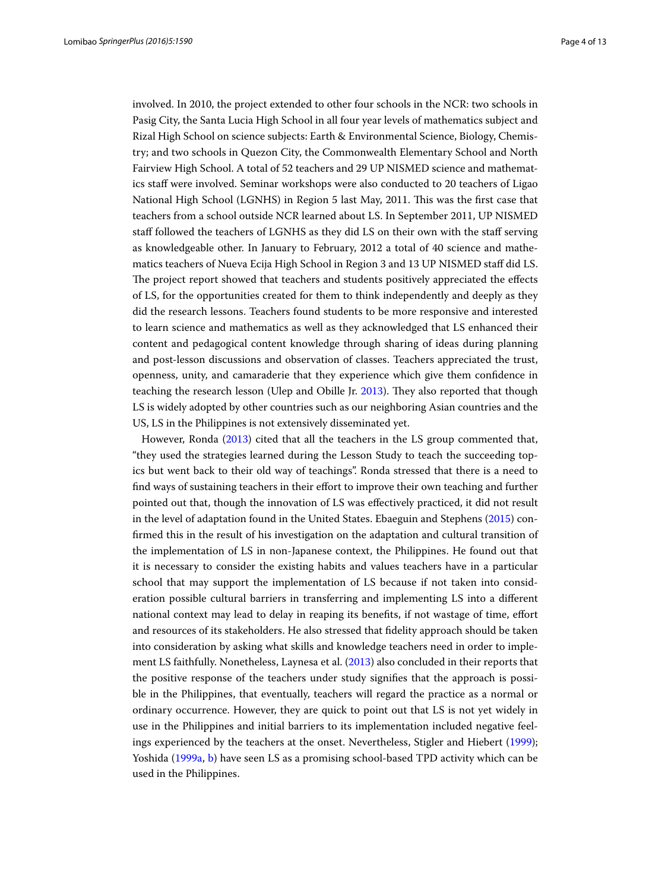involved. In 2010, the project extended to other four schools in the NCR: two schools in Pasig City, the Santa Lucia High School in all four year levels of mathematics subject and Rizal High School on science subjects: Earth & Environmental Science, Biology, Chemistry; and two schools in Quezon City, the Commonwealth Elementary School and North Fairview High School. A total of 52 teachers and 29 UP NISMED science and mathematics staff were involved. Seminar workshops were also conducted to 20 teachers of Ligao National High School (LGNHS) in Region 5 last May, 2011. This was the first case that teachers from a school outside NCR learned about LS. In September 2011, UP NISMED staff followed the teachers of LGNHS as they did LS on their own with the staff serving as knowledgeable other. In January to February, 2012 a total of 40 science and mathematics teachers of Nueva Ecija High School in Region 3 and 13 UP NISMED staff did LS. The project report showed that teachers and students positively appreciated the effects of LS, for the opportunities created for them to think independently and deeply as they did the research lessons. Teachers found students to be more responsive and interested to learn science and mathematics as well as they acknowledged that LS enhanced their content and pedagogical content knowledge through sharing of ideas during planning and post-lesson discussions and observation of classes. Teachers appreciated the trust, openness, unity, and camaraderie that they experience which give them confidence in teaching the research lesson (Ulep and Obille Jr. 2013). They also reported that though LS is widely adopted by other countries such as our neighboring Asian countries and the US, LS in the Philippines is not extensively disseminated yet.

However, Ronda (2013) cited that all the teachers in the LS group commented that, "they used the strategies learned during the Lesson Study to teach the succeeding topics but went back to their old way of teachings". Ronda stressed that there is a need to find ways of sustaining teachers in their effort to improve their own teaching and further pointed out that, though the innovation of LS was effectively practiced, it did not result in the level of adaptation found in the United States. Ebaeguin and Stephens (2015) confirmed this in the result of his investigation on the adaptation and cultural transition of the implementation of LS in non-Japanese context, the Philippines. He found out that it is necessary to consider the existing habits and values teachers have in a particular school that may support the implementation of LS because if not taken into consideration possible cultural barriers in transferring and implementing LS into a different national context may lead to delay in reaping its benefits, if not wastage of time, effort and resources of its stakeholders. He also stressed that fidelity approach should be taken into consideration by asking what skills and knowledge teachers need in order to implement LS faithfully. Nonetheless, Laynesa et al. (2013) also concluded in their reports that the positive response of the teachers under study signifies that the approach is possible in the Philippines, that eventually, teachers will regard the practice as a normal or ordinary occurrence. However, they are quick to point out that LS is not yet widely in use in the Philippines and initial barriers to its implementation included negative feelings experienced by the teachers at the onset. Nevertheless, Stigler and Hiebert (1999); Yoshida (1999a, b) have seen LS as a promising school-based TPD activity which can be used in the Philippines.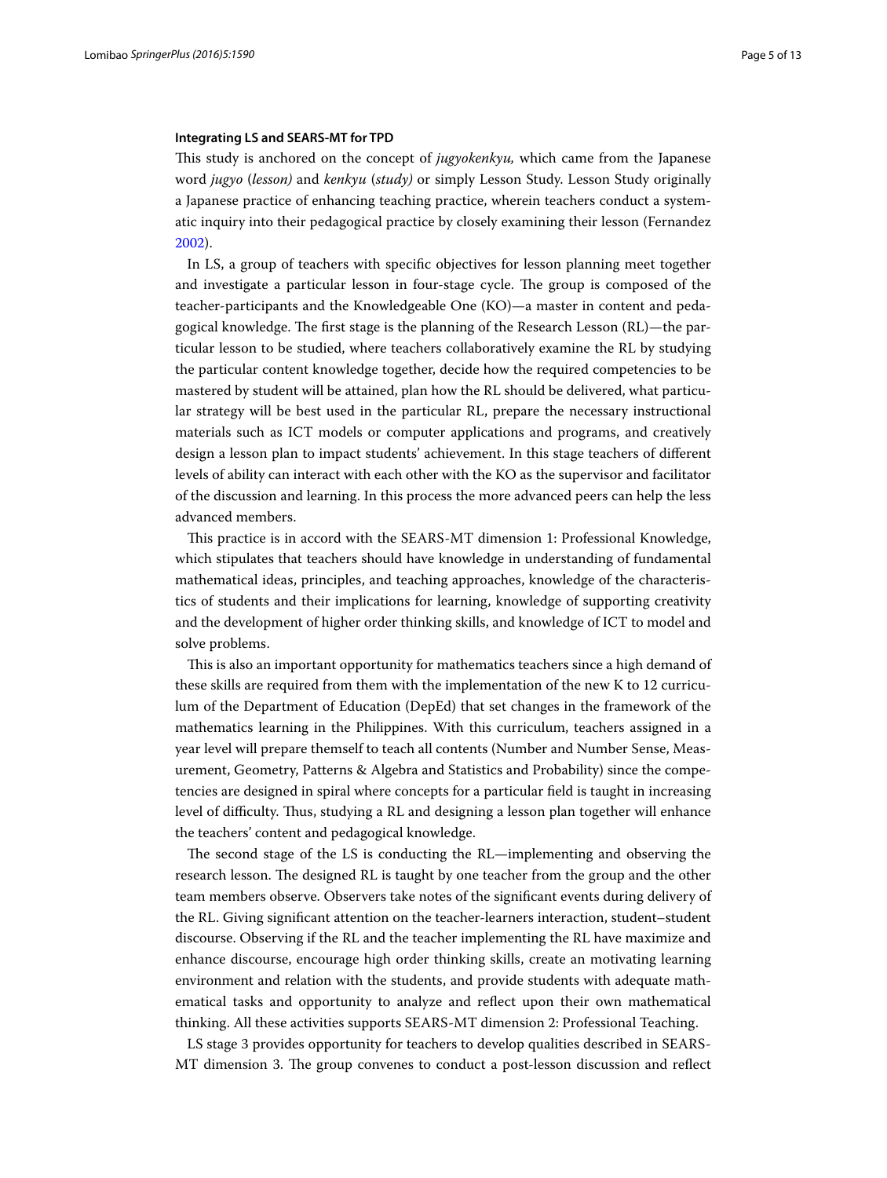**Integrating LS and SEARS-MT for TPD**

This study is anchored on the concept of *jugyokenkyu,* which came from the Japanese word *jugyo* (*lesson)* and *kenkyu* (*study)* or simply Lesson Study. Lesson Study originally a Japanese practice of enhancing teaching practice, wherein teachers conduct a systematic inquiry into their pedagogical practice by closely examining their lesson (Fernandez 2002).

In LS, a group of teachers with specific objectives for lesson planning meet together and investigate a particular lesson in four-stage cycle. The group is composed of the teacher-participants and the Knowledgeable One (KO)—a master in content and pedagogical knowledge. The first stage is the planning of the Research Lesson (RL)—the particular lesson to be studied, where teachers collaboratively examine the RL by studying the particular content knowledge together, decide how the required competencies to be mastered by student will be attained, plan how the RL should be delivered, what particular strategy will be best used in the particular RL, prepare the necessary instructional materials such as ICT models or computer applications and programs, and creatively design a lesson plan to impact students' achievement. In this stage teachers of different levels of ability can interact with each other with the KO as the supervisor and facilitator of the discussion and learning. In this process the more advanced peers can help the less advanced members.

This practice is in accord with the SEARS-MT dimension 1: Professional Knowledge, which stipulates that teachers should have knowledge in understanding of fundamental mathematical ideas, principles, and teaching approaches, knowledge of the characteristics of students and their implications for learning, knowledge of supporting creativity and the development of higher order thinking skills, and knowledge of ICT to model and solve problems.

This is also an important opportunity for mathematics teachers since a high demand of these skills are required from them with the implementation of the new K to 12 curriculum of the Department of Education (DepEd) that set changes in the framework of the mathematics learning in the Philippines. With this curriculum, teachers assigned in a year level will prepare themself to teach all contents (Number and Number Sense, Measurement, Geometry, Patterns & Algebra and Statistics and Probability) since the competencies are designed in spiral where concepts for a particular field is taught in increasing level of difficulty. Thus, studying a RL and designing a lesson plan together will enhance the teachers' content and pedagogical knowledge.

The second stage of the LS is conducting the RL—implementing and observing the research lesson. The designed RL is taught by one teacher from the group and the other team members observe. Observers take notes of the significant events during delivery of the RL. Giving significant attention on the teacher-learners interaction, student–student discourse. Observing if the RL and the teacher implementing the RL have maximize and enhance discourse, encourage high order thinking skills, create an motivating learning environment and relation with the students, and provide students with adequate mathematical tasks and opportunity to analyze and reflect upon their own mathematical thinking. All these activities supports SEARS-MT dimension 2: Professional Teaching.

LS stage 3 provides opportunity for teachers to develop qualities described in SEARS-MT dimension 3. The group convenes to conduct a post-lesson discussion and reflect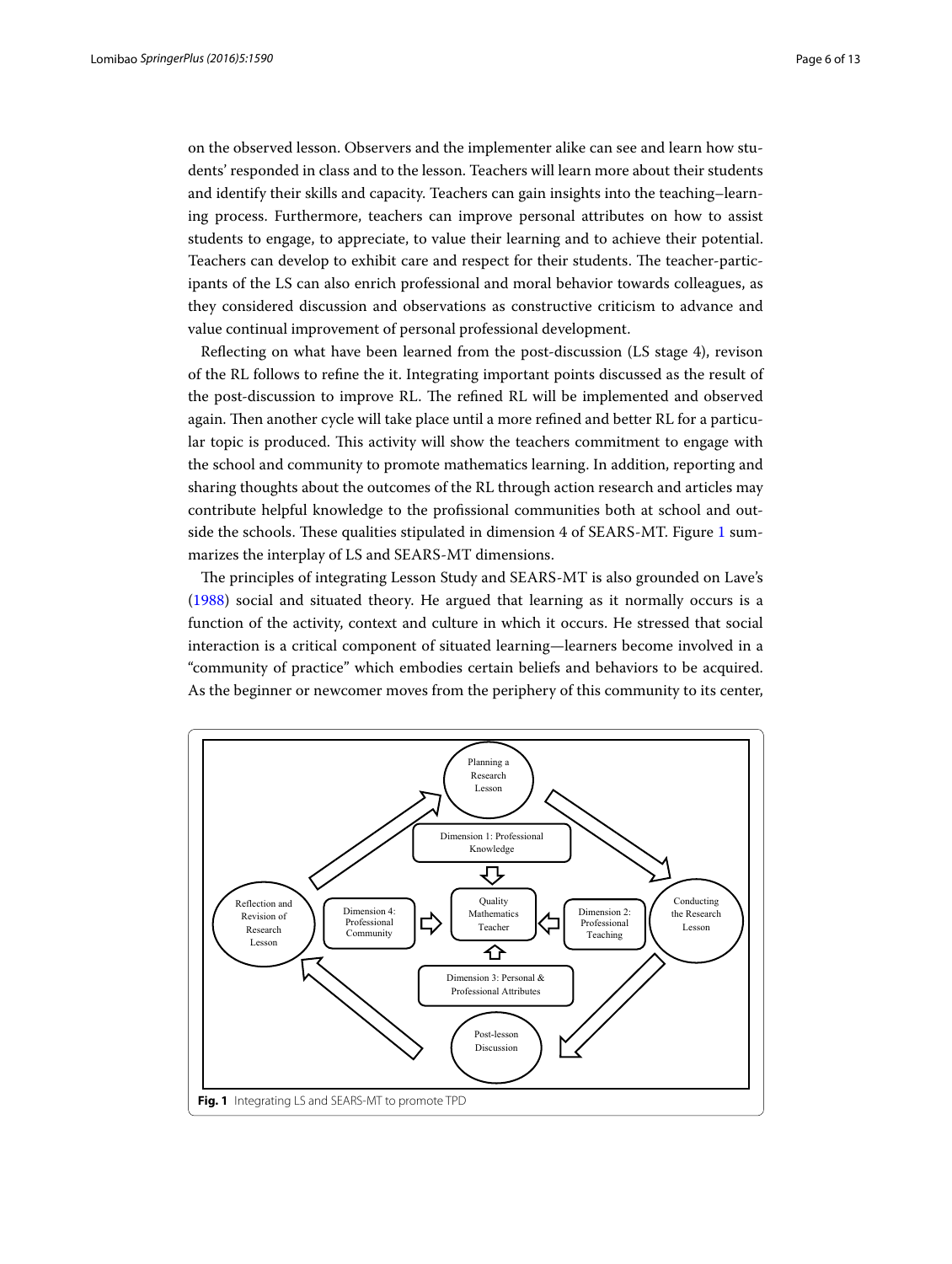on the observed lesson. Observers and the implementer alike can see and learn how students' responded in class and to the lesson. Teachers will learn more about their students and identify their skills and capacity. Teachers can gain insights into the teaching–learning process. Furthermore, teachers can improve personal attributes on how to assist students to engage, to appreciate, to value their learning and to achieve their potential. Teachers can develop to exhibit care and respect for their students. The teacher-participants of the LS can also enrich professional and moral behavior towards colleagues, as they considered discussion and observations as constructive criticism to advance and value continual improvement of personal professional development.

Reflecting on what have been learned from the post-discussion (LS stage 4), revison of the RL follows to refine the it. Integrating important points discussed as the result of the post-discussion to improve RL. The refined RL will be implemented and observed again. Then another cycle will take place until a more refined and better RL for a particular topic is produced. This activity will show the teachers commitment to engage with the school and community to promote mathematics learning. In addition, reporting and sharing thoughts about the outcomes of the RL through action research and articles may contribute helpful knowledge to the profissional communities both at school and outside the schools. These qualities stipulated in dimension 4 of SEARS-MT. Figure 1 summarizes the interplay of LS and SEARS-MT dimensions.

The principles of integrating Lesson Study and SEARS-MT is also grounded on Lave's (1988) social and situated theory. He argued that learning as it normally occurs is a function of the activity, context and culture in which it occurs. He stressed that social interaction is a critical component of situated learning—learners become involved in a "community of practice" which embodies certain beliefs and behaviors to be acquired. As the beginner or newcomer moves from the periphery of this community to its center,

Planning a Research Lesson

Dimension 1: Professional Knowledge

Reflection and Revision of Research Lesson

Dimension 4: Professional Community

Quality Mathematics Teacher

Dimension 2: Professional Teaching

Conducting the Research Lesson

Dimension 3: Personal & Professional Attributes

Post-lesson Discussion

**Fig. 1** Integrating LS and SEARS-MT to promote TPD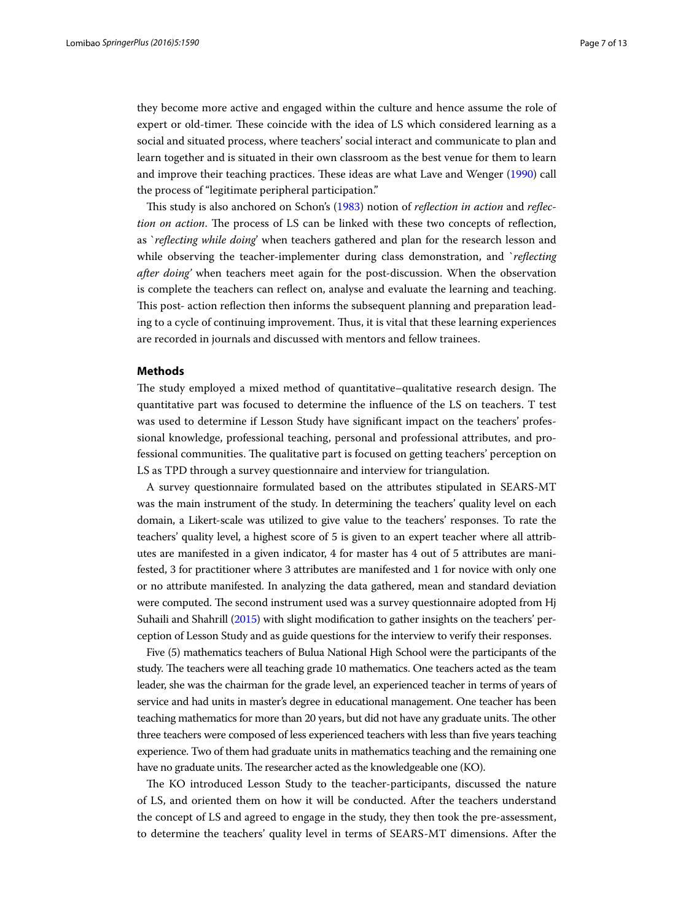they become more active and engaged within the culture and hence assume the role of expert or old-timer. These coincide with the idea of LS which considered learning as a social and situated process, where teachers' social interact and communicate to plan and learn together and is situated in their own classroom as the best venue for them to learn and improve their teaching practices. These ideas are what Lave and Wenger (1990) call the process of "legitimate peripheral participation."

This study is also anchored on Schon's (1983) notion of *reflection in action* and *reflection on action*. The process of LS can be linked with these two concepts of reflection, as `*reflecting while doing*' when teachers gathered and plan for the research lesson and while observing the teacher-implementer during class demonstration, and `*reflecting after doing*' when teachers meet again for the post-discussion. When the observation is complete the teachers can reflect on, analyse and evaluate the learning and teaching. This post- action reflection then informs the subsequent planning and preparation leading to a cycle of continuing improvement. Thus, it is vital that these learning experiences are recorded in journals and discussed with mentors and fellow trainees.

## Methods

The study employed a mixed method of quantitative–qualitative research design. The quantitative part was focused to determine the influence of the LS on teachers. T test was used to determine if Lesson Study have significant impact on the teachers' professional knowledge, professional teaching, personal and professional attributes, and professional communities. The qualitative part is focused on getting teachers' perception on LS as TPD through a survey questionnaire and interview for triangulation.

A survey questionnaire formulated based on the attributes stipulated in SEARS-MT was the main instrument of the study. In determining the teachers' quality level on each domain, a Likert-scale was utilized to give value to the teachers' responses. To rate the teachers' quality level, a highest score of 5 is given to an expert teacher where all attributes are manifested in a given indicator, 4 for master has 4 out of 5 attributes are manifested, 3 for practitioner where 3 attributes are manifested and 1 for novice with only one or no attribute manifested. In analyzing the data gathered, mean and standard deviation were computed. The second instrument used was a survey questionnaire adopted from Hj Suhaili and Shahrill (2015) with slight modification to gather insights on the teachers' perception of Lesson Study and as guide questions for the interview to verify their responses.

Five (5) mathematics teachers of Bulua National High School were the participants of the study. The teachers were all teaching grade 10 mathematics. One teachers acted as the team leader, she was the chairman for the grade level, an experienced teacher in terms of years of service and had units in master's degree in educational management. One teacher has been teaching mathematics for more than 20 years, but did not have any graduate units. The other three teachers were composed of less experienced teachers with less than five years teaching experience. Two of them had graduate units in mathematics teaching and the remaining one have no graduate units. The researcher acted as the knowledgeable one (KO).

The KO introduced Lesson Study to the teacher-participants, discussed the nature of LS, and oriented them on how it will be conducted. After the teachers understand the concept of LS and agreed to engage in the study, they then took the pre-assessment, to determine the teachers' quality level in terms of SEARS-MT dimensions. After the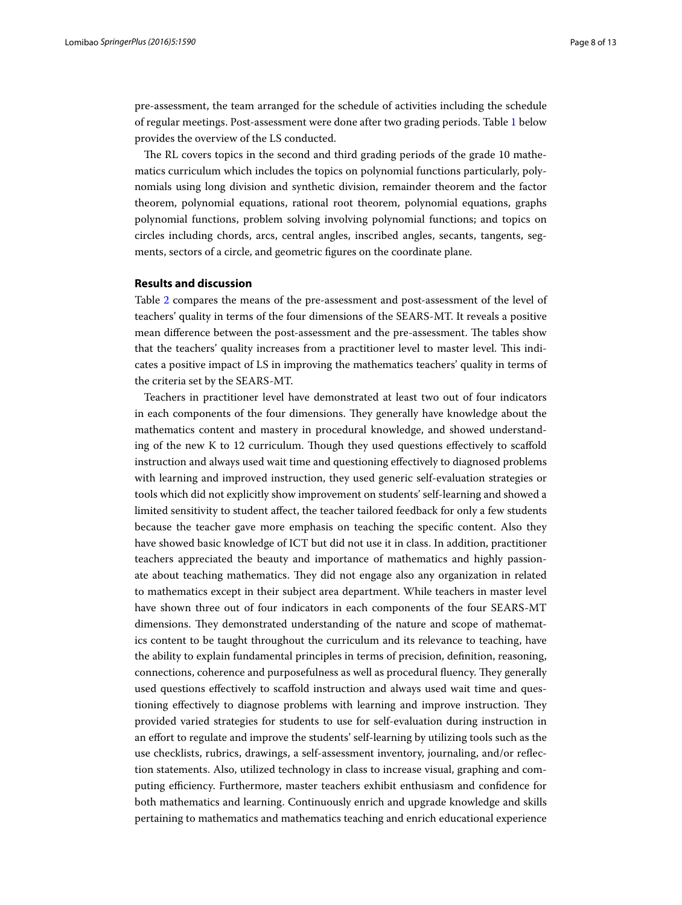pre-assessment, the team arranged for the schedule of activities including the schedule of regular meetings. Post-assessment were done after two grading periods. Table 1 below provides the overview of the LS conducted.

The RL covers topics in the second and third grading periods of the grade 10 mathematics curriculum which includes the topics on polynomial functions particularly, polynomials using long division and synthetic division, remainder theorem and the factor theorem, polynomial equations, rational root theorem, polynomial equations, graphs polynomial functions, problem solving involving polynomial functions; and topics on circles including chords, arcs, central angles, inscribed angles, secants, tangents, segments, sectors of a circle, and geometric figures on the coordinate plane.

## Results and discussion

Table 2 compares the means of the pre-assessment and post-assessment of the level of teachers' quality in terms of the four dimensions of the SEARS-MT. It reveals a positive mean difference between the post-assessment and the pre-assessment. The tables show that the teachers' quality increases from a practitioner level to master level. This indicates a positive impact of LS in improving the mathematics teachers' quality in terms of the criteria set by the SEARS-MT.

Teachers in practitioner level have demonstrated at least two out of four indicators in each components of the four dimensions. They generally have knowledge about the mathematics content and mastery in procedural knowledge, and showed understanding of the new K to 12 curriculum. Though they used questions effectively to scaffold instruction and always used wait time and questioning effectively to diagnosed problems with learning and improved instruction, they used generic self-evaluation strategies or tools which did not explicitly show improvement on students' self-learning and showed a limited sensitivity to student affect, the teacher tailored feedback for only a few students because the teacher gave more emphasis on teaching the specific content. Also they have showed basic knowledge of ICT but did not use it in class. In addition, practitioner teachers appreciated the beauty and importance of mathematics and highly passionate about teaching mathematics. They did not engage also any organization in related to mathematics except in their subject area department. While teachers in master level have shown three out of four indicators in each components of the four SEARS-MT dimensions. They demonstrated understanding of the nature and scope of mathematics content to be taught throughout the curriculum and its relevance to teaching, have the ability to explain fundamental principles in terms of precision, definition, reasoning, connections, coherence and purposefulness as well as procedural fluency. They generally used questions effectively to scaffold instruction and always used wait time and questioning effectively to diagnose problems with learning and improve instruction. They provided varied strategies for students to use for self-evaluation during instruction in an effort to regulate and improve the students' self-learning by utilizing tools such as the use checklists, rubrics, drawings, a self-assessment inventory, journaling, and/or reflection statements. Also, utilized technology in class to increase visual, graphing and computing efficiency. Furthermore, master teachers exhibit enthusiasm and confidence for both mathematics and learning. Continuously enrich and upgrade knowledge and skills pertaining to mathematics and mathematics teaching and enrich educational experience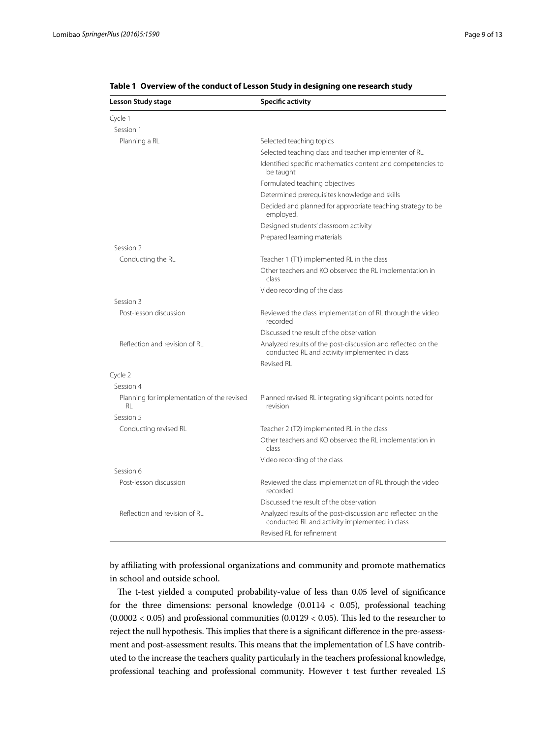**Table 1 Overview of the conduct of Lesson Study in designing one research study**

| Lesson Study stage | Specific activity |
|---|---|
| Cycle 1 | |
| Session 1 | |
| Planning a RL | Selected teaching topics |
| | Selected teaching class and teacher implementer of RL |
| | Identified specific mathematics content and competencies to be taught |
| | Formulated teaching objectives |
| | Determined prerequisites knowledge and skills |
| | Decided and planned for appropriate teaching strategy to be employed. |
| | Designed students' classroom activity |
| | Prepared learning materials |
| Session 2 | |
| Conducting the RL | Teacher 1 (T1) implemented RL in the class |
| | Other teachers and KO observed the RL implementation in class |
| | Video recording of the class |
| Session 3 | |
| Post-lesson discussion | Reviewed the class implementation of RL through the video recorded |
| | Discussed the result of the observation |
| Reflection and revision of RL | Analyzed results of the post-discussion and reflected on the conducted RL and activity implemented in class |
| | Revised RL |
| Cycle 2 | |
| Session 4 | |
| Planning for implementation of the revised RL | Planned revised RL integrating significant points noted for revision |
| Session 5 | |
| Conducting revised RL | Teacher 2 (T2) implemented RL in the class |
| | Other teachers and KO observed the RL implementation in class |
| | Video recording of the class |
| Session 6 | |
| Post-lesson discussion | Reviewed the class implementation of RL through the video recorded |
| | Discussed the result of the observation |
| Reflection and revision of RL | Analyzed results of the post-discussion and reflected on the conducted RL and activity implemented in class |
| | Revised RL for refinement |

by affiliating with professional organizations and community and promote mathematics in school and outside school.

The t-test yielded a computed probability-value of less than 0.05 level of significance for the three dimensions: personal knowledge ($0.0114 < 0.05$), professional teaching ($0.0002 < 0.05$) and professional communities ($0.0129 < 0.05$). This led to the researcher to reject the null hypothesis. This implies that there is a significant difference in the pre-assessment and post-assessment results. This means that the implementation of LS have contributed to the increase the teachers quality particularly in the teachers professional knowledge, professional teaching and professional community. However t test further revealed LS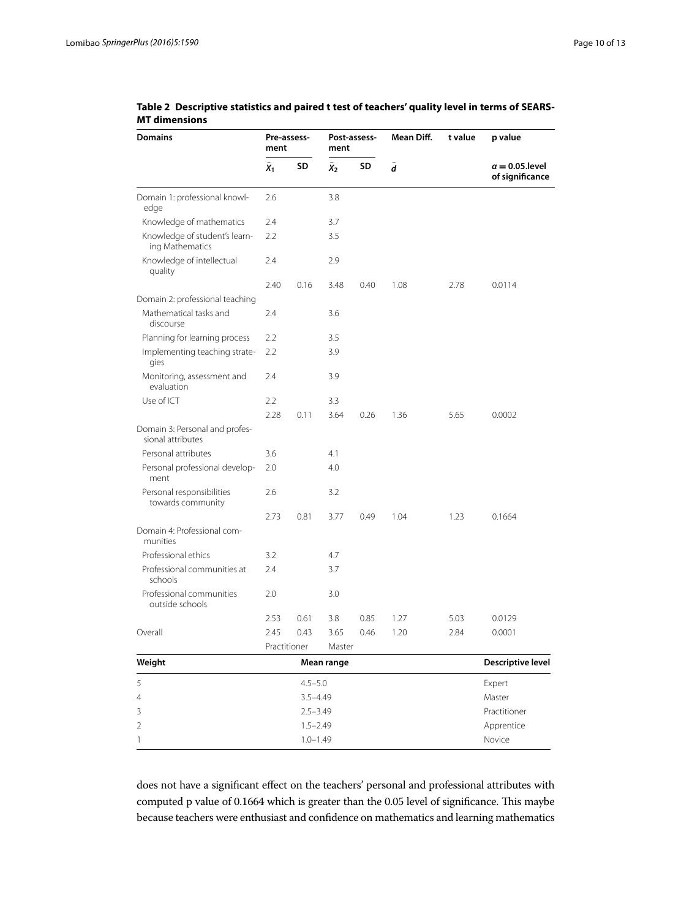**Table 2 Descriptive statistics and paired t test of teachers' quality level in terms of SEARS-MT dimensions**

| Domains | Pre-assessment | | Post-assessment | | Mean Diff. | t value | p value |
|---|---|---|---|---|---|---|---|
| | $\bar{X}_1$ | SD | $\bar{X}_2$ | SD | $\bar{d}$ | | $\alpha = 0.05$.level of significance |
| Domain 1: professional knowledge | 2.6 | | 3.8 | | | | |
| Knowledge of mathematics | 2.4 | | 3.7 | | | | |
| Knowledge of student's learning Mathematics | 2.2 | | 3.5 | | | | |
| Knowledge of intellectual quality | 2.4 | | 2.9 | | | | |
| | 2.40 | 0.16 | 3.48 | 0.40 | 1.08 | 2.78 | 0.0114 |
| Domain 2: professional teaching | | | | | | | |
| Mathematical tasks and discourse | 2.4 | | 3.6 | | | | |
| Planning for learning process | 2.2 | | 3.5 | | | | |
| Implementing teaching strategies | 2.2 | | 3.9 | | | | |
| Monitoring, assessment and evaluation | 2.4 | | 3.9 | | | | |
| Use of ICT | 2.2 | | 3.3 | | | | |
| | 2.28 | 0.11 | 3.64 | 0.26 | 1.36 | 5.65 | 0.0002 |
| Domain 3: Personal and professional attributes | | | | | | | |
| Personal attributes | 3.6 | | 4.1 | | | | |
| Personal professional development | 2.0 | | 4.0 | | | | |
| Personal responsibilities towards community | 2.6 | | 3.2 | | | | |
| | 2.73 | 0.81 | 3.77 | 0.49 | 1.04 | 1.23 | 0.1664 |
| Domain 4: Professional communities | | | | | | | |
| Professional ethics | 3.2 | | 4.7 | | | | |
| Professional communities at schools | 2.4 | | 3.7 | | | | |
| Professional communities outside schools | 2.0 | | 3.0 | | | | |
| | 2.53 | 0.61 | 3.8 | 0.85 | 1.27 | 5.03 | 0.0129 |
| Overall | 2.45 | 0.43 | 3.65 | 0.46 | 1.20 | 2.84 | 0.0001 |
| | Practitioner | | Master | | | | |

| Weight | Mean range | Descriptive level |
|---|---|---|
| 5 | 4.5–5.0 | Expert |
| 4 | 3.5–4.49 | Master |
| 3 | 2.5–3.49 | Practitioner |
| 2 | 1.5–2.49 | Apprentice |
| 1 | 1.0–1.49 | Novice |

does not have a significant effect on the teachers' personal and professional attributes with computed p value of 0.1664 which is greater than the 0.05 level of significance. This maybe because teachers were enthusiast and confidence on mathematics and learning mathematics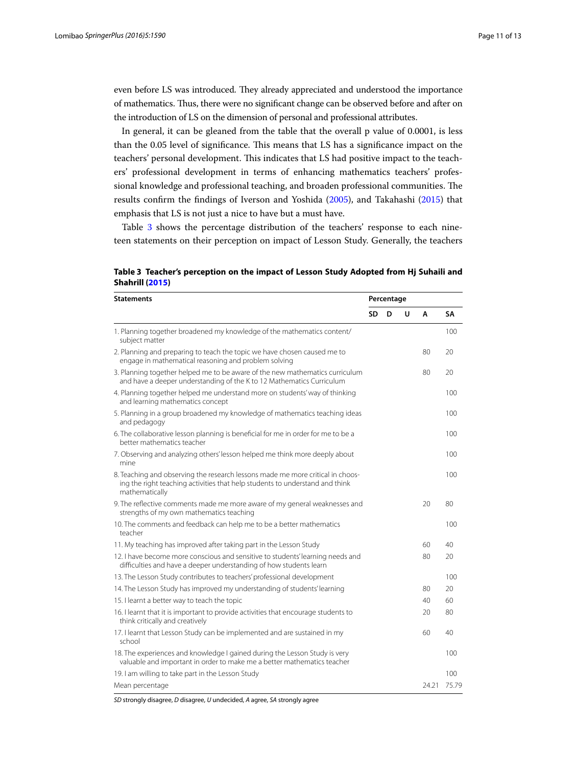even before LS was introduced. They already appreciated and understood the importance of mathematics. Thus, there were no significant change can be observed before and after on the introduction of LS on the dimension of personal and professional attributes.

In general, it can be gleaned from the table that the overall p value of 0.0001, is less than the 0.05 level of significance. This means that LS has a significance impact on the teachers' personal development. This indicates that LS had positive impact to the teachers' professional development in terms of enhancing mathematics teachers' professional knowledge and professional teaching, and broaden professional communities. The results confirm the findings of Iverson and Yoshida (2005), and Takahashi (2015) that emphasis that LS is not just a nice to have but a must have.

Table 3 shows the percentage distribution of the teachers' response to each nineteen statements on their perception on impact of Lesson Study. Generally, the teachers

**Table 3 Teacher's perception on the impact of Lesson Study Adopted from Hj Suhaili and Shahrill (2015)**

| Statements | Percentage | | | | |
|---|---|---|---|---|---|
| | SD | D | U | A | SA |
| 1. Planning together broadened my knowledge of the mathematics content/subject matter | | | | | 100 |
| 2. Planning and preparing to teach the topic we have chosen caused me to engage in mathematical reasoning and problem solving | | | | 80 | 20 |
| 3. Planning together helped me to be aware of the new mathematics curriculum and have a deeper understanding of the K to 12 Mathematics Curriculum | | | | 80 | 20 |
| 4. Planning together helped me understand more on students' way of thinking and learning mathematics concept | | | | | 100 |
| 5. Planning in a group broadened my knowledge of mathematics teaching ideas and pedagogy | | | | | 100 |
| 6. The collaborative lesson planning is beneficial for me in order for me to be a better mathematics teacher | | | | | 100 |
| 7. Observing and analyzing others' lesson helped me think more deeply about mine | | | | | 100 |
| 8. Teaching and observing the research lessons made me more critical in choosing the right teaching activities that help students to understand and think mathematically | | | | | 100 |
| 9. The reflective comments made me more aware of my general weaknesses and strengths of my own mathematics teaching | | | | 20 | 80 |
| 10. The comments and feedback can help me to be a better mathematics teacher | | | | | 100 |
| 11. My teaching has improved after taking part in the Lesson Study | | | | 60 | 40 |
| 12. I have become more conscious and sensitive to students' learning needs and difficulties and have a deeper understanding of how students learn | | | | 80 | 20 |
| 13. The Lesson Study contributes to teachers' professional development | | | | | 100 |
| 14. The Lesson Study has improved my understanding of students' learning | | | | 80 | 20 |
| 15. I learnt a better way to teach the topic | | | | 40 | 60 |
| 16. I learnt that it is important to provide activities that encourage students to think critically and creatively | | | | 20 | 80 |
| 17. I learnt that Lesson Study can be implemented and are sustained in my school | | | | 60 | 40 |
| 18. The experiences and knowledge I gained during the Lesson Study is very valuable and important in order to make me a better mathematics teacher | | | | | 100 |
| 19. I am willing to take part in the Lesson Study | | | | | 100 |
| Mean percentage | | | | 24.21 | 75.79 |

*SD* strongly disagree, *D* disagree, *U* undecided, *A* agree, *SA* strongly agree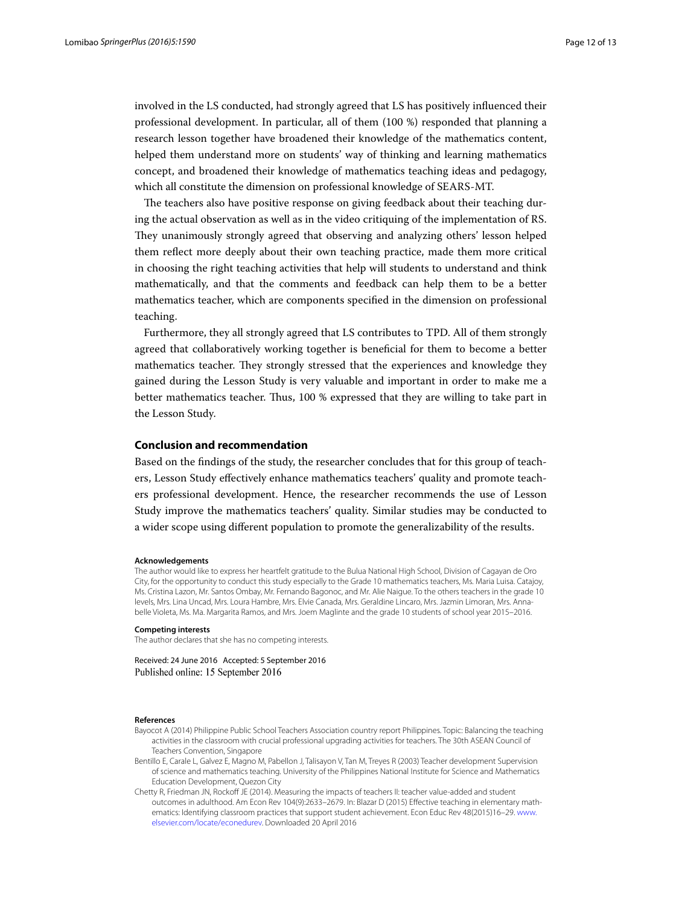involved in the LS conducted, had strongly agreed that LS has positively influenced their professional development. In particular, all of them (100 %) responded that planning a research lesson together have broadened their knowledge of the mathematics content, helped them understand more on students' way of thinking and learning mathematics concept, and broadened their knowledge of mathematics teaching ideas and pedagogy, which all constitute the dimension on professional knowledge of SEARS-MT.

The teachers also have positive response on giving feedback about their teaching during the actual observation as well as in the video critiquing of the implementation of RS. They unanimously strongly agreed that observing and analyzing others' lesson helped them reflect more deeply about their own teaching practice, made them more critical in choosing the right teaching activities that help will students to understand and think mathematically, and that the comments and feedback can help them to be a better mathematics teacher, which are components specified in the dimension on professional teaching.

Furthermore, they all strongly agreed that LS contributes to TPD. All of them strongly agreed that collaboratively working together is beneficial for them to become a better mathematics teacher. They strongly stressed that the experiences and knowledge they gained during the Lesson Study is very valuable and important in order to make me a better mathematics teacher. Thus, 100 % expressed that they are willing to take part in the Lesson Study.

## Conclusion and recommendation

Based on the findings of the study, the researcher concludes that for this group of teachers, Lesson Study effectively enhance mathematics teachers' quality and promote teachers professional development. Hence, the researcher recommends the use of Lesson Study improve the mathematics teachers' quality. Similar studies may be conducted to a wider scope using different population to promote the generalizability of the results.

#### Acknowledgements

The author would like to express her heartfelt gratitude to the Bulua National High School, Division of Cagayan de Oro City, for the opportunity to conduct this study especially to the Grade 10 mathematics teachers, Ms. Maria Luisa. Catajoy, Ms. Cristina Lazon, Mr. Santos Ombay, Mr. Fernando Bagonoc, and Mr. Alie Naigue. To the others teachers in the grade 10 levels, Mrs. Lina Uncad, Mrs. Loura Hambre, Mrs. Elvie Canada, Mrs. Geraldine Lincaro, Mrs. Jazmin Limoran, Mrs. Annabelle Violeta, Ms. Ma. Margarita Ramos, and Mrs. Joem Maglinte and the grade 10 students of school year 2015–2016.

#### Competing interests

The author declares that she has no competing interests.

Received: 24 June 2016 Accepted: 5 September 2016
Published online: 15 September 2016

#### References

Bayocot A (2014) Philippine Public School Teachers Association country report Philippines. Topic: Balancing the teaching activities in the classroom with crucial professional upgrading activities for teachers. The 30th ASEAN Council of Teachers Convention, Singapore

Bentillo E, Carale L, Galvez E, Magno M, Pabellon J, Talisayon V, Tan M, Treyes R (2003) Teacher development Supervision of science and mathematics teaching. University of the Philippines National Institute for Science and Mathematics Education Development, Quezon City

Chetty R, Friedman JN, Rockoff JE (2014). Measuring the impacts of teachers II: teacher value-added and student outcomes in adulthood. Am Econ Rev 104(9):2633–2679. In: Blazar D (2015) Effective teaching in elementary mathematics: Identifying classroom practices that support student achievement. Econ Educ Rev 48(2015)16–29. www.elsevier.com/locate/econedurev. Downloaded 20 April 2016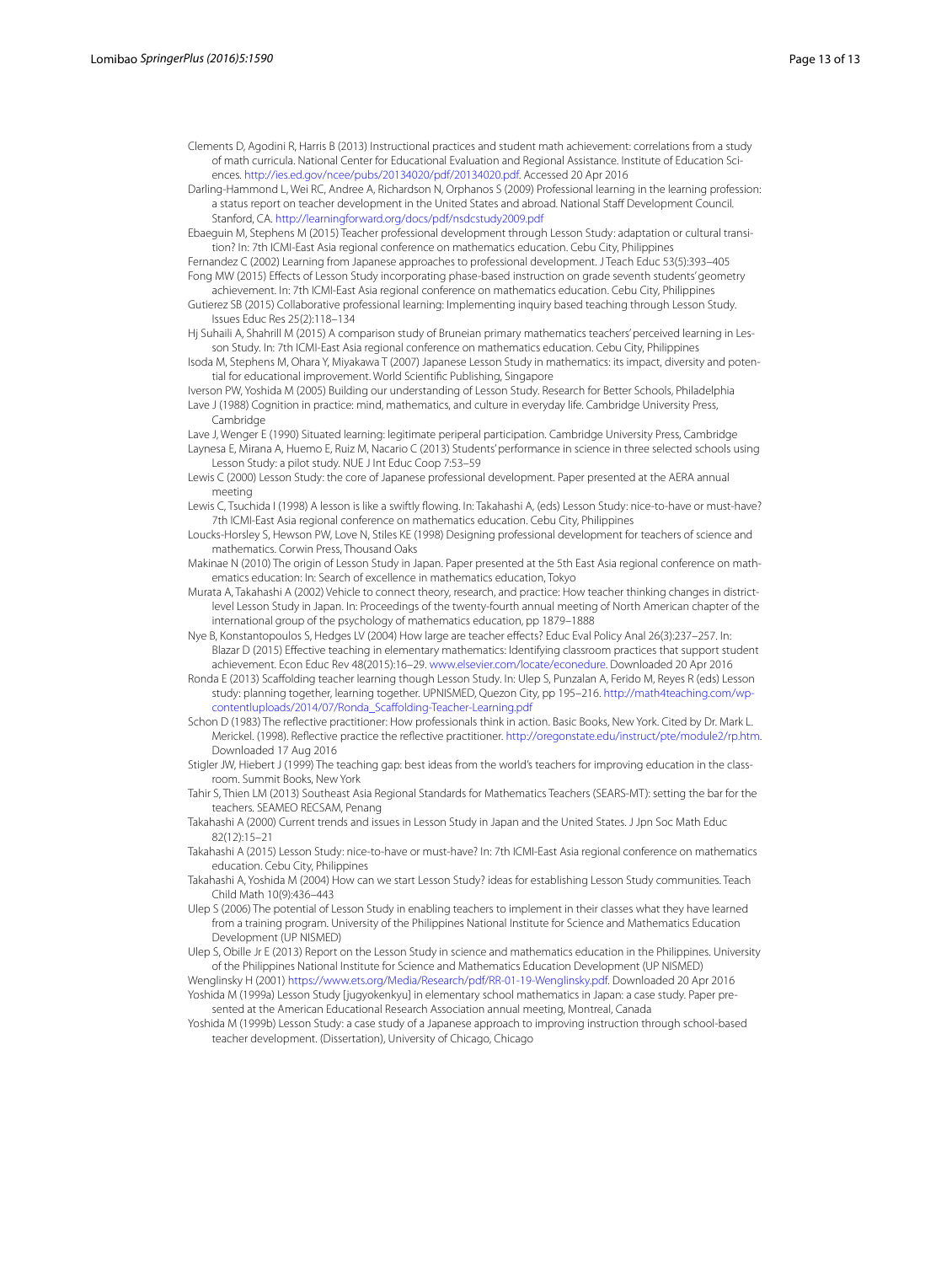Clements D, Agodini R, Harris B (2013) Instructional practices and student math achievement: correlations from a study of math curricula. National Center for Educational Evaluation and Regional Assistance. Institute of Education Sciences. http://ies.ed.gov/ncee/pubs/20134020/pdf/20134020.pdf. Accessed 20 Apr 2016

Darling-Hammond L, Wei RC, Andree A, Richardson N, Orphanos S (2009) Professional learning in the learning profession: a status report on teacher development in the United States and abroad. National Staff Development Council. Stanford, CA. http://learningforward.org/docs/pdf/nsdcstudy2009.pdf

Ebaeguin M, Stephens M (2015) Teacher professional development through Lesson Study: adaptation or cultural transition? In: 7th ICMI-East Asia regional conference on mathematics education. Cebu City, Philippines

Fernandez C (2002) Learning from Japanese approaches to professional development. J Teach Educ 53(5):393–405

Fong MW (2015) Effects of Lesson Study incorporating phase-based instruction on grade seventh students' geometry achievement. In: 7th ICMI-East Asia regional conference on mathematics education. Cebu City, Philippines

Gutierez SB (2015) Collaborative professional learning: Implementing inquiry based teaching through Lesson Study. Issues Educ Res 25(2):118–134

Hj Suhaili A, Shahrill M (2015) A comparison study of Bruneian primary mathematics teachers' perceived learning in Lesson Study. In: 7th ICMI-East Asia regional conference on mathematics education. Cebu City, Philippines

Isoda M, Stephens M, Ohara Y, Miyakawa T (2007) Japanese Lesson Study in mathematics: its impact, diversity and potential for educational improvement. World Scientific Publishing, Singapore

Iverson PW, Yoshida M (2005) Building our understanding of Lesson Study. Research for Better Schools, Philadelphia

Lave J (1988) Cognition in practice: mind, mathematics, and culture in everyday life. Cambridge University Press, Cambridge

Lave J, Wenger E (1990) Situated learning: legitimate periperal participation. Cambridge University Press, Cambridge

Laynesa E, Mirana A, Huemo E, Ruiz M, Nacario C (2013) Students' performance in science in three selected schools using Lesson Study: a pilot study. NUE J Int Educ Coop 7:53–59

Lewis C (2000) Lesson Study: the core of Japanese professional development. Paper presented at the AERA annual meeting

Lewis C, Tsuchida I (1998) A lesson is like a swiftly flowing. In: Takahashi A, (eds) Lesson Study: nice-to-have or must-have? 7th ICMI-East Asia regional conference on mathematics education. Cebu City, Philippines

Loucks-Horsley S, Hewson PW, Love N, Stiles KE (1998) Designing professional development for teachers of science and mathematics. Corwin Press, Thousand Oaks

Makinae N (2010) The origin of Lesson Study in Japan. Paper presented at the 5th East Asia regional conference on mathematics education: In: Search of excellence in mathematics education, Tokyo

Murata A, Takahashi A (2002) Vehicle to connect theory, research, and practice: How teacher thinking changes in district-level Lesson Study in Japan. In: Proceedings of the twenty-fourth annual meeting of North American chapter of the international group of the psychology of mathematics education, pp 1879–1888

Nye B, Konstantopoulos S, Hedges LV (2004) How large are teacher effects? Educ Eval Policy Anal 26(3):237–257. In: Blazar D (2015) Effective teaching in elementary mathematics: Identifying classroom practices that support student achievement. Econ Educ Rev 48(2015):16–29. www.elsevier.com/locate/econedure. Downloaded 20 Apr 2016

Ronda E (2013) Scaffolding teacher learning though Lesson Study. In: Ulep S, Punzalan A, Ferido M, Reyes R (eds) Lesson study: planning together, learning together. UPNISMED, Quezon City, pp 195–216. http://math4teaching.com/wp-contentluploads/2014/07/Ronda_Scaffolding-Teacher-Learning.pdf

Schon D (1983) The reflective practitioner: How professionals think in action. Basic Books, New York. Cited by Dr. Mark L. Merickel. (1998). Reflective practice the reflective practitioner. http://oregonstate.edu/instruct/pte/module2/rp.htm. Downloaded 17 Aug 2016

Stigler JW, Hiebert J (1999) The teaching gap: best ideas from the world's teachers for improving education in the classroom. Summit Books, New York

Tahir S, Thien LM (2013) Southeast Asia Regional Standards for Mathematics Teachers (SEARS-MT): setting the bar for the teachers. SEAMEO RECSAM, Penang

Takahashi A (2000) Current trends and issues in Lesson Study in Japan and the United States. J Jpn Soc Math Educ 82(12):15–21

Takahashi A (2015) Lesson Study: nice-to-have or must-have? In: 7th ICMI-East Asia regional conference on mathematics education. Cebu City, Philippines

Takahashi A, Yoshida M (2004) How can we start Lesson Study? ideas for establishing Lesson Study communities. Teach Child Math 10(9):436–443

Ulep S (2006) The potential of Lesson Study in enabling teachers to implement in their classes what they have learned from a training program. University of the Philippines National Institute for Science and Mathematics Education Development (UP NISMED)

Ulep S, Obille Jr E (2013) Report on the Lesson Study in science and mathematics education in the Philippines. University of the Philippines National Institute for Science and Mathematics Education Development (UP NISMED)

Wenglinsky H (2001) https://www.ets.org/Media/Research/pdf/RR-01-19-Wenglinsky.pdf. Downloaded 20 Apr 2016

Yoshida M (1999a) Lesson Study [jugyokenkyu] in elementary school mathematics in Japan: a case study. Paper presented at the American Educational Research Association annual meeting, Montreal, Canada

Yoshida M (1999b) Lesson Study: a case study of a Japanese approach to improving instruction through school-based teacher development. (Dissertation), University of Chicago, Chicago